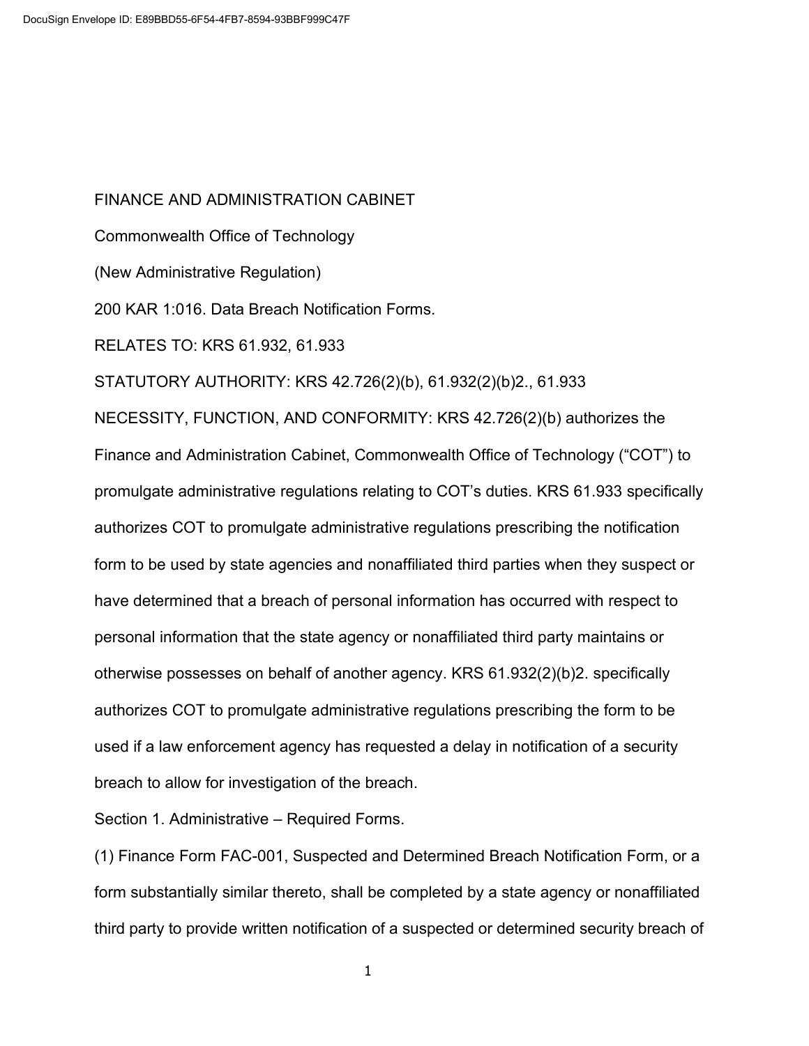FINANCE AND ADMINISTRATION CABINET

Commonwealth Office of Technology

(New Administrative Regulation)

200 KAR 1:016. Data Breach Notification Forms.

RELATES TO: KRS 61.932, 61.933

STATUTORY AUTHORITY: KRS 42.726(2)(b), 61.932(2)(b)2., 61.933

NECESSITY, FUNCTION, AND CONFORMITY: KRS 42.726(2)(b) authorizes the Finance and Administration Cabinet, Commonwealth Office of Technology ("COT") to promulgate administrative regulations relating to COT's duties. KRS 61.933 specifically authorizes COT to promulgate administrative regulations prescribing the notification form to be used by state agencies and nonaffiliated third parties when they suspect or have determined that a breach of personal information has occurred with respect to personal information that the state agency or nonaffiliated third party maintains or otherwise possesses on behalf of another agency. KRS 61.932(2)(b)2. specifically authorizes COT to promulgate administrative regulations prescribing the form to be used if a law enforcement agency has requested a delay in notification of a security breach to allow for investigation of the breach.

Section 1. Administrative – Required Forms.

(1) Finance Form FAC-001, Suspected and Determined Breach Notification Form, or a form substantially similar thereto, shall be completed by a state agency or nonaffiliated third party to provide written notification of a suspected or determined security breach of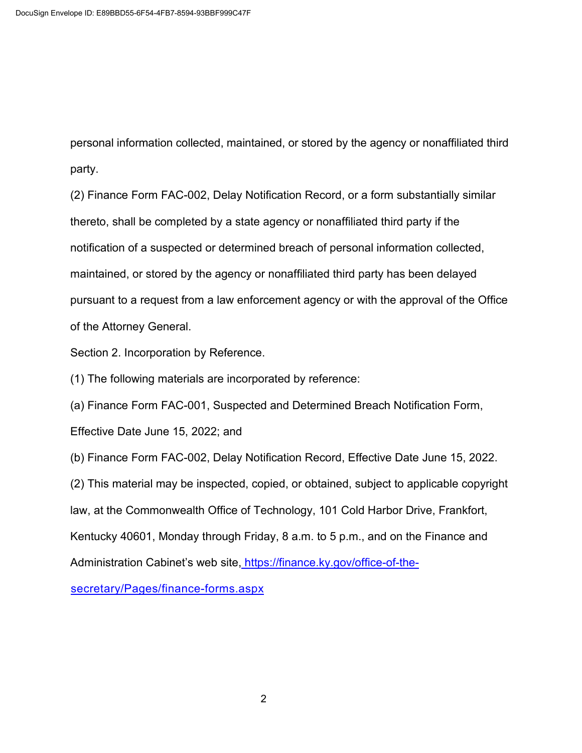personal information collected, maintained, or stored by the agency or nonaffiliated third party.

(2) Finance Form FAC-002, Delay Notification Record, or a form substantially similar thereto, shall be completed by a state agency or nonaffiliated third party if the notification of a suspected or determined breach of personal information collected, maintained, or stored by the agency or nonaffiliated third party has been delayed pursuant to a request from a law enforcement agency or with the approval of the Office of the Attorney General.

Section 2. Incorporation by Reference.

(1) The following materials are incorporated by reference:

(a) Finance Form FAC-001, Suspected and Determined Breach Notification Form, Effective Date June 15, 2022; and

(b) Finance Form FAC-002, Delay Notification Record, Effective Date June 15, 2022.

(2) This material may be inspected, copied, or obtained, subject to applicable copyright law, at the Commonwealth Office of Technology, 101 Cold Harbor Drive, Frankfort, Kentucky 40601, Monday through Friday, 8 a.m. to 5 p.m., and on the Finance and Administration Cabinet's web site, https://finance.ky.gov/office-of-the-secretary/Pages/finance-forms.aspx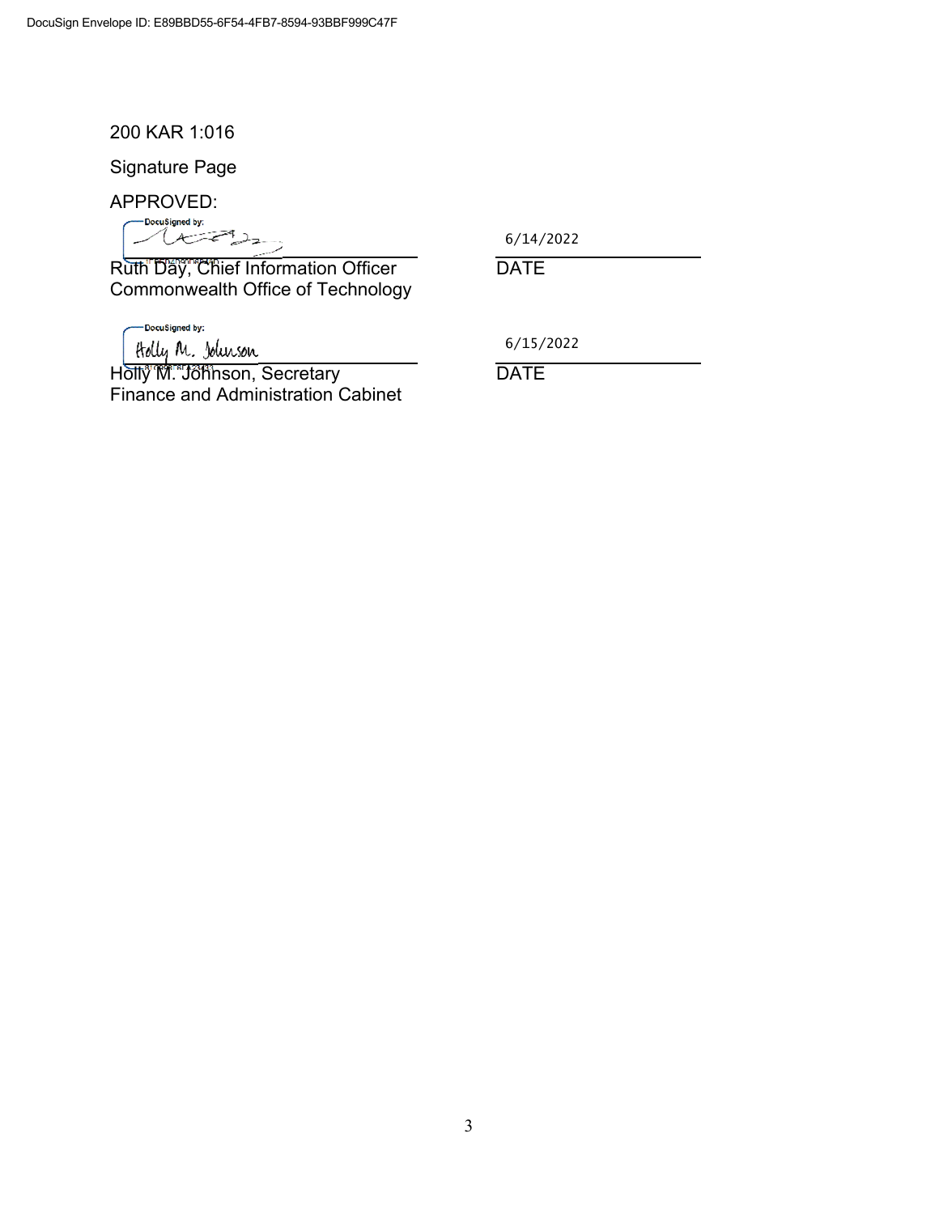200 KAR 1:016

Signature Page

APPROVED:

| | |
|---|---|
| Ruth Day, Chief Information Officer<br>Commonwealth Office of Technology | 6/14/2022<br>DATE |
| Holly M. Johnson, Secretary<br>Finance and Administration Cabinet | 6/15/2022<br>DATE |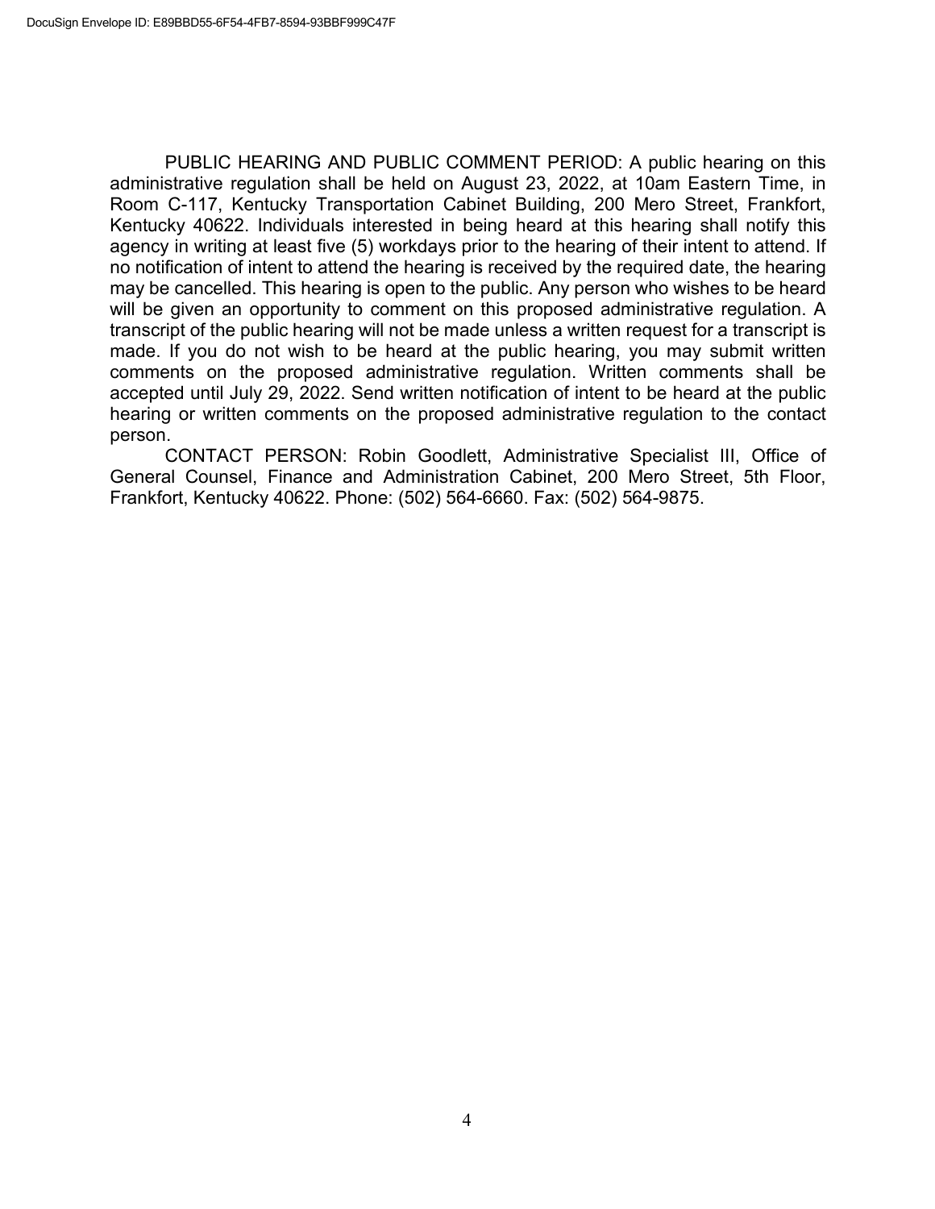PUBLIC HEARING AND PUBLIC COMMENT PERIOD: A public hearing on this administrative regulation shall be held on August 23, 2022, at 10am Eastern Time, in Room C-117, Kentucky Transportation Cabinet Building, 200 Mero Street, Frankfort, Kentucky 40622. Individuals interested in being heard at this hearing shall notify this agency in writing at least five (5) workdays prior to the hearing of their intent to attend. If no notification of intent to attend the hearing is received by the required date, the hearing may be cancelled. This hearing is open to the public. Any person who wishes to be heard will be given an opportunity to comment on this proposed administrative regulation. A transcript of the public hearing will not be made unless a written request for a transcript is made. If you do not wish to be heard at the public hearing, you may submit written comments on the proposed administrative regulation. Written comments shall be accepted until July 29, 2022. Send written notification of intent to be heard at the public hearing or written comments on the proposed administrative regulation to the contact person.

CONTACT PERSON: Robin Goodlett, Administrative Specialist III, Office of General Counsel, Finance and Administration Cabinet, 200 Mero Street, 5th Floor, Frankfort, Kentucky 40622. Phone: (502) 564-6660. Fax: (502) 564-9875.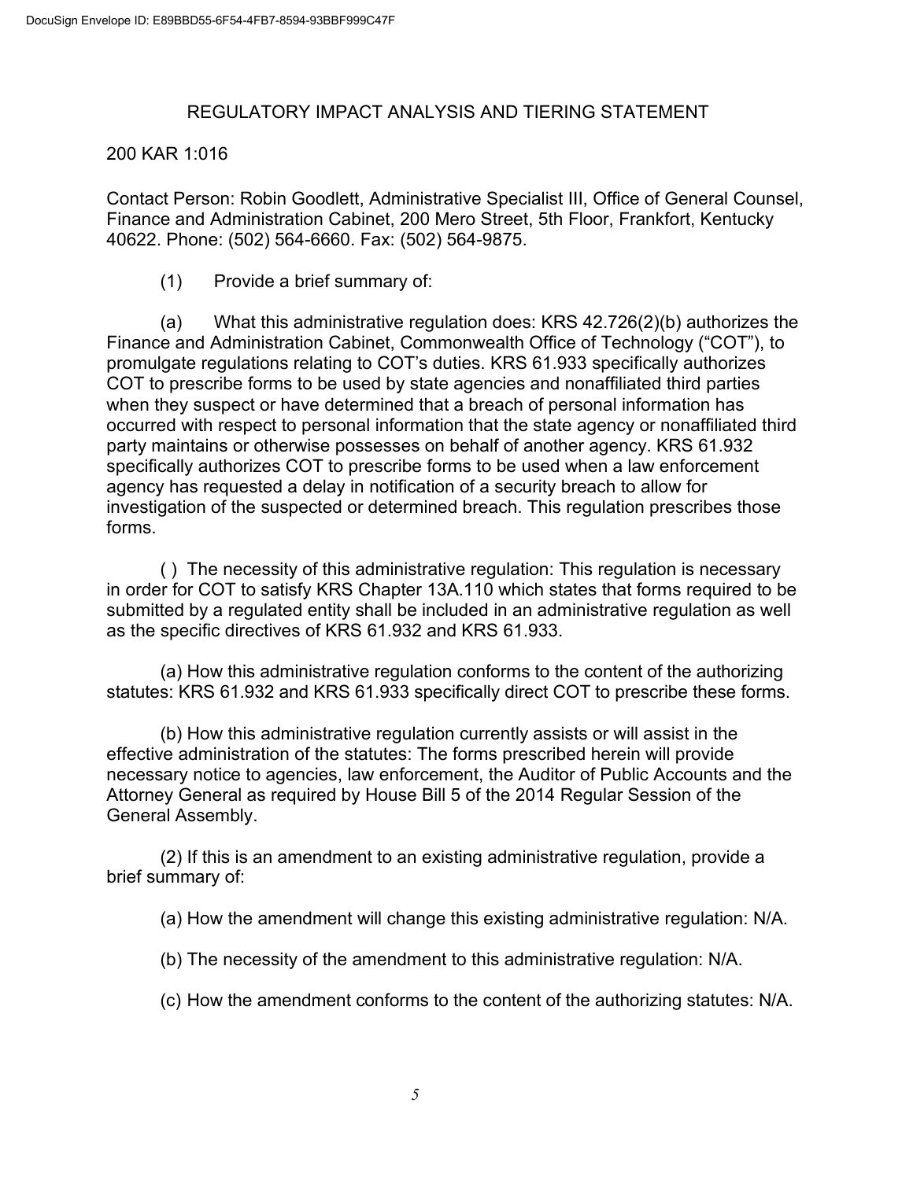DocuSign Envelope ID: E89BBD55-6F54-4FB7-8594-93BBF999C47F

# REGULATORY IMPACT ANALYSIS AND TIERING STATEMENT

200 KAR 1:016

Contact Person: Robin Goodlett, Administrative Specialist III, Office of General Counsel, Finance and Administration Cabinet, 200 Mero Street, 5th Floor, Frankfort, Kentucky 40622. Phone: (502) 564-6660. Fax: (502) 564-9875.

(1) Provide a brief summary of:

(a) What this administrative regulation does: KRS 42.726(2)(b) authorizes the Finance and Administration Cabinet, Commonwealth Office of Technology ("COT"), to promulgate regulations relating to COT's duties. KRS 61.933 specifically authorizes COT to prescribe forms to be used by state agencies and nonaffiliated third parties when they suspect or have determined that a breach of personal information has occurred with respect to personal information that the state agency or nonaffiliated third party maintains or otherwise possesses on behalf of another agency. KRS 61.932 specifically authorizes COT to prescribe forms to be used when a law enforcement agency has requested a delay in notification of a security breach to allow for investigation of the suspected or determined breach. This regulation prescribes those forms.

( ) The necessity of this administrative regulation: This regulation is necessary in order for COT to satisfy KRS Chapter 13A.110 which states that forms required to be submitted by a regulated entity shall be included in an administrative regulation as well as the specific directives of KRS 61.932 and KRS 61.933.

(a) How this administrative regulation conforms to the content of the authorizing statutes: KRS 61.932 and KRS 61.933 specifically direct COT to prescribe these forms.

(b) How this administrative regulation currently assists or will assist in the effective administration of the statutes: The forms prescribed herein will provide necessary notice to agencies, law enforcement, the Auditor of Public Accounts and the Attorney General as required by House Bill 5 of the 2014 Regular Session of the General Assembly.

(2) If this is an amendment to an existing administrative regulation, provide a brief summary of:

(a) How the amendment will change this existing administrative regulation: N/A.

(b) The necessity of the amendment to this administrative regulation: N/A.

(c) How the amendment conforms to the content of the authorizing statutes: N/A.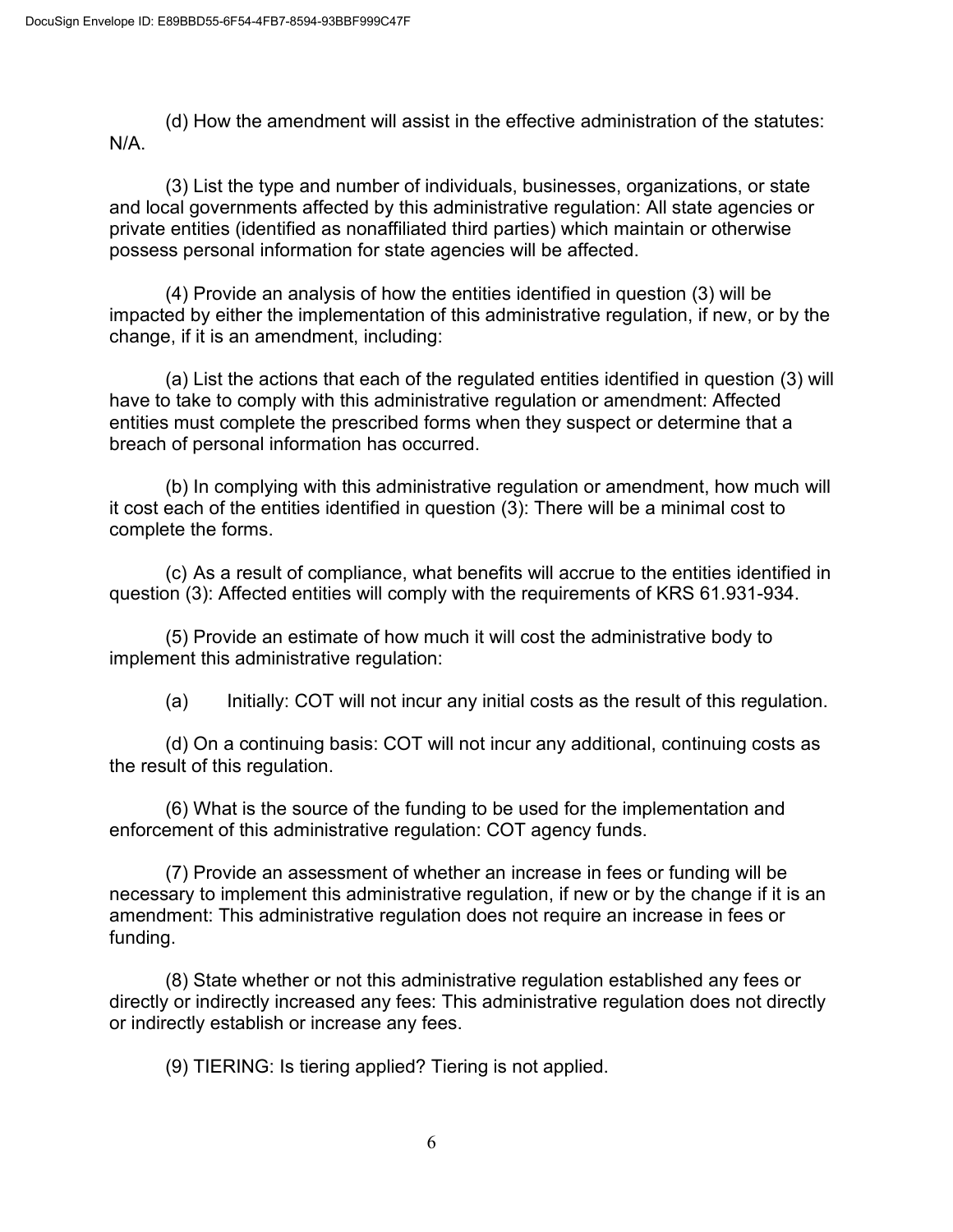(d) How the amendment will assist in the effective administration of the statutes: N/A.

(3) List the type and number of individuals, businesses, organizations, or state and local governments affected by this administrative regulation: All state agencies or private entities (identified as nonaffiliated third parties) which maintain or otherwise possess personal information for state agencies will be affected.

(4) Provide an analysis of how the entities identified in question (3) will be impacted by either the implementation of this administrative regulation, if new, or by the change, if it is an amendment, including:

(a) List the actions that each of the regulated entities identified in question (3) will have to take to comply with this administrative regulation or amendment: Affected entities must complete the prescribed forms when they suspect or determine that a breach of personal information has occurred.

(b) In complying with this administrative regulation or amendment, how much will it cost each of the entities identified in question (3): There will be a minimal cost to complete the forms.

(c) As a result of compliance, what benefits will accrue to the entities identified in question (3): Affected entities will comply with the requirements of KRS 61.931-934.

(5) Provide an estimate of how much it will cost the administrative body to implement this administrative regulation:

(a) Initially: COT will not incur any initial costs as the result of this regulation.

(d) On a continuing basis: COT will not incur any additional, continuing costs as the result of this regulation.

(6) What is the source of the funding to be used for the implementation and enforcement of this administrative regulation: COT agency funds.

(7) Provide an assessment of whether an increase in fees or funding will be necessary to implement this administrative regulation, if new or by the change if it is an amendment: This administrative regulation does not require an increase in fees or funding.

(8) State whether or not this administrative regulation established any fees or directly or indirectly increased any fees: This administrative regulation does not directly or indirectly establish or increase any fees.

(9) TIERING: Is tiering applied? Tiering is not applied.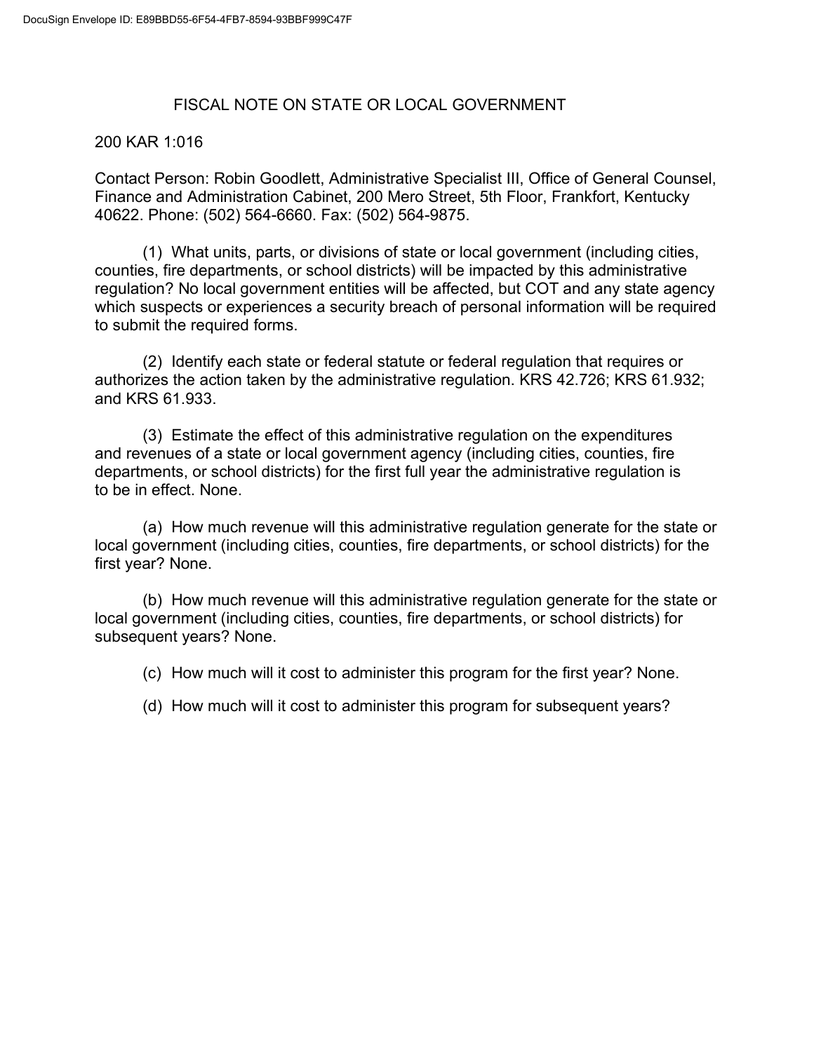# FISCAL NOTE ON STATE OR LOCAL GOVERNMENT

200 KAR 1:016

Contact Person: Robin Goodlett, Administrative Specialist III, Office of General Counsel, Finance and Administration Cabinet, 200 Mero Street, 5th Floor, Frankfort, Kentucky 40622. Phone: (502) 564-6660. Fax: (502) 564-9875.

(1) What units, parts, or divisions of state or local government (including cities, counties, fire departments, or school districts) will be impacted by this administrative regulation? No local government entities will be affected, but COT and any state agency which suspects or experiences a security breach of personal information will be required to submit the required forms.

(2) Identify each state or federal statute or federal regulation that requires or authorizes the action taken by the administrative regulation. KRS 42.726; KRS 61.932; and KRS 61.933.

(3) Estimate the effect of this administrative regulation on the expenditures and revenues of a state or local government agency (including cities, counties, fire departments, or school districts) for the first full year the administrative regulation is to be in effect. None.

(a) How much revenue will this administrative regulation generate for the state or local government (including cities, counties, fire departments, or school districts) for the first year? None.

(b) How much revenue will this administrative regulation generate for the state or local government (including cities, counties, fire departments, or school districts) for subsequent years? None.

(c) How much will it cost to administer this program for the first year? None.

(d) How much will it cost to administer this program for subsequent years?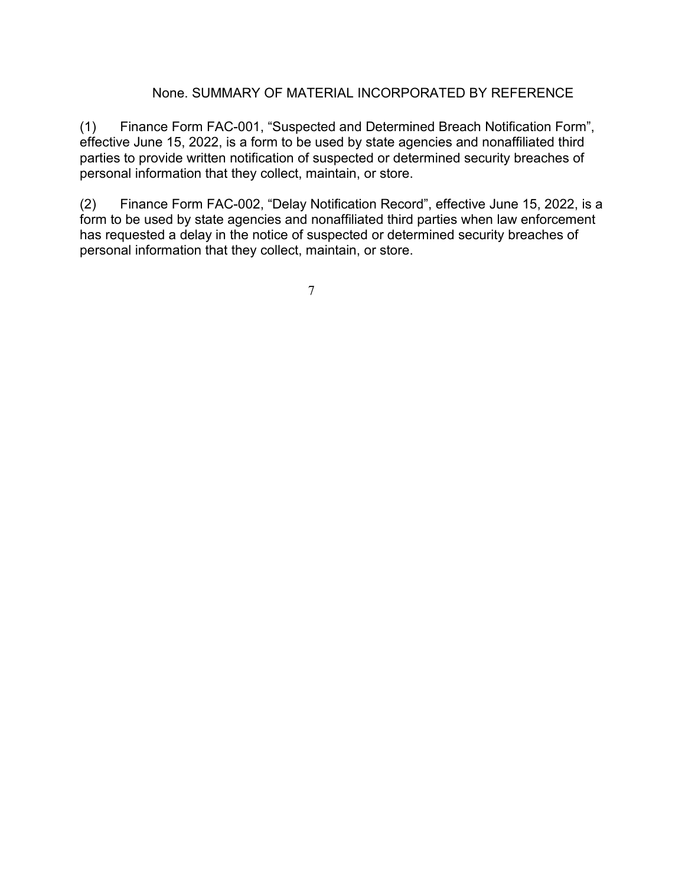## None. SUMMARY OF MATERIAL INCORPORATED BY REFERENCE

(1) Finance Form FAC-001, "Suspected and Determined Breach Notification Form", effective June 15, 2022, is a form to be used by state agencies and nonaffiliated third parties to provide written notification of suspected or determined security breaches of personal information that they collect, maintain, or store.

(2) Finance Form FAC-002, "Delay Notification Record", effective June 15, 2022, is a form to be used by state agencies and nonaffiliated third parties when law enforcement has requested a delay in the notice of suspected or determined security breaches of personal information that they collect, maintain, or store.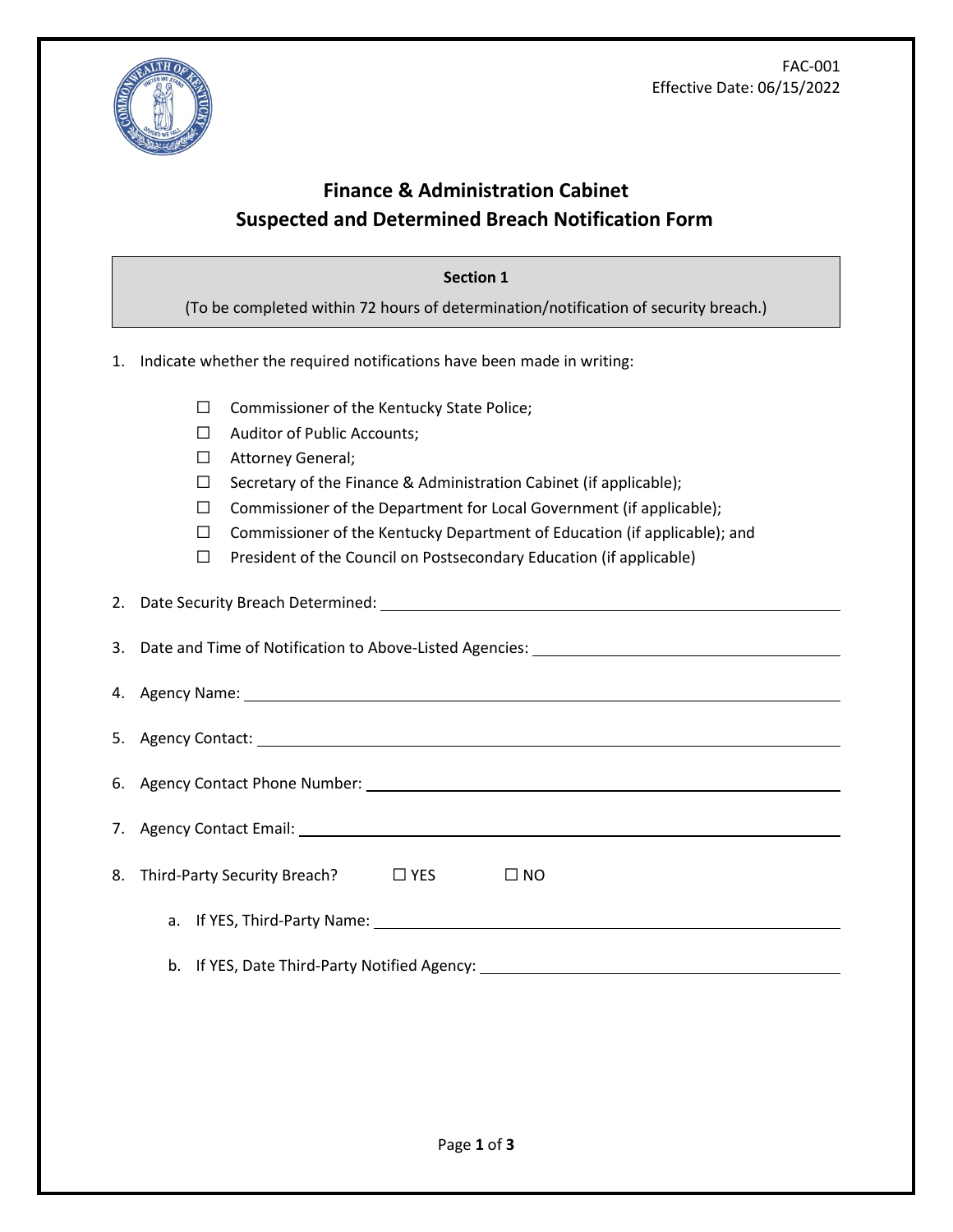FAC-001
Effective Date: 06/15/2022

# Finance & Administration Cabinet
# Suspected and Determined Breach Notification Form

**Section 1**

(To be completed within 72 hours of determination/notification of security breach.)

1. Indicate whether the required notifications have been made in writing:

   - ☐ Commissioner of the Kentucky State Police;
   - ☐ Auditor of Public Accounts;
   - ☐ Attorney General;
   - ☐ Secretary of the Finance & Administration Cabinet (if applicable);
   - ☐ Commissioner of the Department for Local Government (if applicable);
   - ☐ Commissioner of the Kentucky Department of Education (if applicable); and
   - ☐ President of the Council on Postsecondary Education (if applicable)

2. Date Security Breach Determined: ______________________________

3. Date and Time of Notification to Above-Listed Agencies: ______________________________

4. Agency Name: ______________________________

5. Agency Contact: ______________________________

6. Agency Contact Phone Number: ______________________________

7. Agency Contact Email: ______________________________

8. Third-Party Security Breach? ☐ YES ☐ NO

   a. If YES, Third-Party Name: ______________________________

   b. If YES, Date Third-Party Notified Agency: ______________________________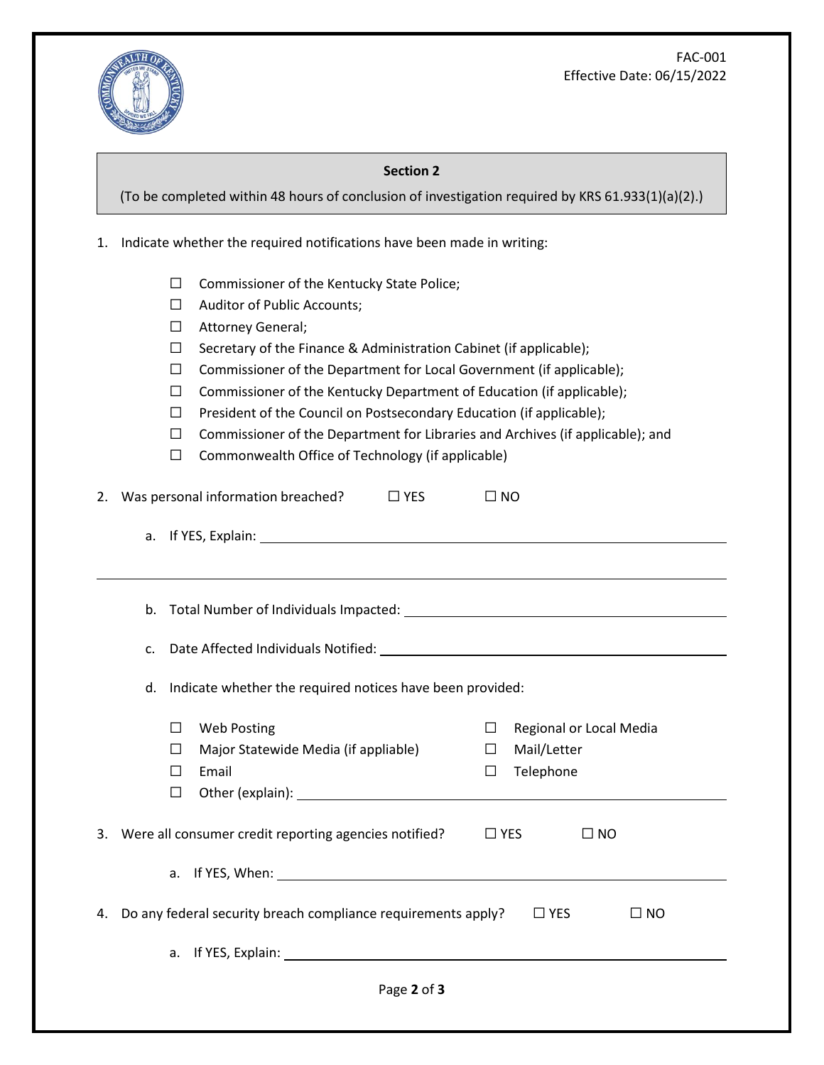FAC-001
Effective Date: 06/15/2022

**Section 2**

(To be completed within 48 hours of conclusion of investigation required by KRS 61.933(1)(a)(2).)

1. Indicate whether the required notifications have been made in writing:

   - ☐ Commissioner of the Kentucky State Police;
   - ☐ Auditor of Public Accounts;
   - ☐ Attorney General;
   - ☐ Secretary of the Finance & Administration Cabinet (if applicable);
   - ☐ Commissioner of the Department for Local Government (if applicable);
   - ☐ Commissioner of the Kentucky Department of Education (if applicable);
   - ☐ President of the Council on Postsecondary Education (if applicable);
   - ☐ Commissioner of the Department for Libraries and Archives (if applicable); and
   - ☐ Commonwealth Office of Technology (if applicable)

2. Was personal information breached? ☐ YES ☐ NO

   a. If YES, Explain: ______________________________

   ______________________________

   b. Total Number of Individuals Impacted: ______________________________

   c. Date Affected Individuals Notified: ______________________________

   d. Indicate whether the required notices have been provided:

   - ☐ Web Posting
   - ☐ Regional or Local Media
   - ☐ Major Statewide Media (if appliable)
   - ☐ Mail/Letter
   - ☐ Email
   - ☐ Telephone
   - ☐ Other (explain): ______________________________

3. Were all consumer credit reporting agencies notified? ☐ YES ☐ NO

   a. If YES, When: ______________________________

4. Do any federal security breach compliance requirements apply? ☐ YES ☐ NO

   a. If YES, Explain: ______________________________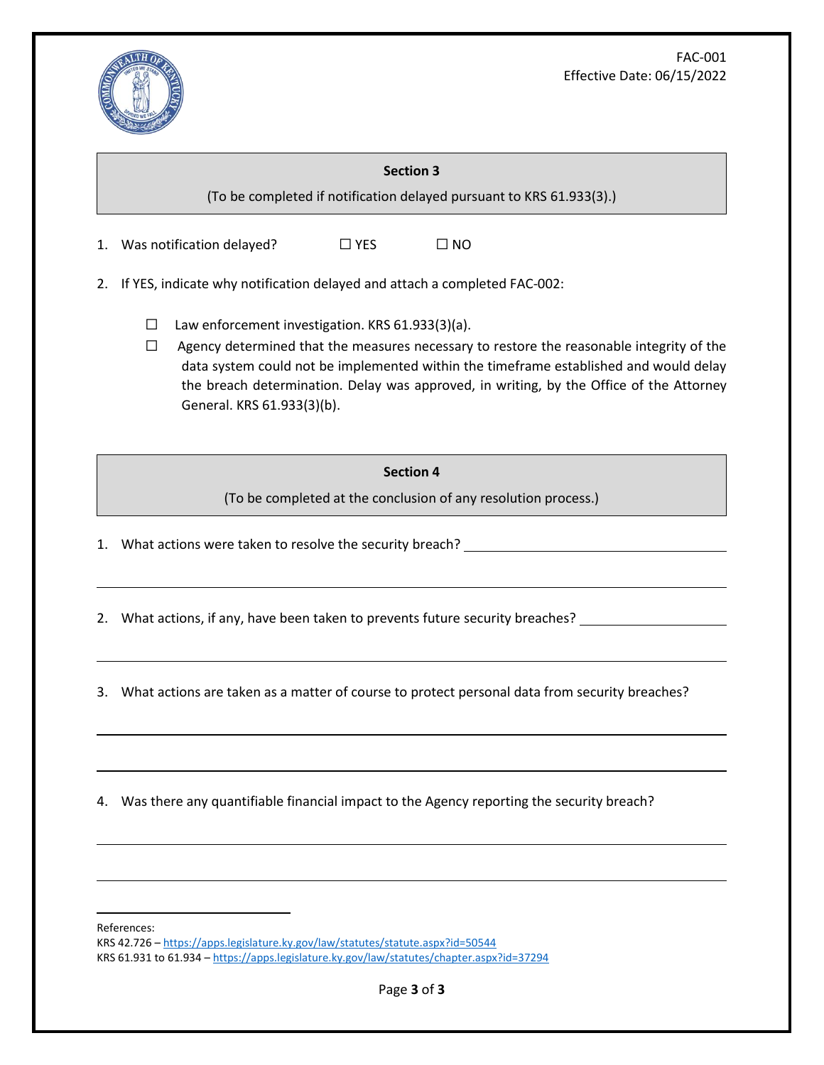FAC-001
Effective Date: 06/15/2022

**Section 3**

(To be completed if notification delayed pursuant to KRS 61.933(3).)

1. Was notification delayed? ☐ YES ☐ NO

2. If YES, indicate why notification delayed and attach a completed FAC-002:

   ☐ Law enforcement investigation. KRS 61.933(3)(a).

   ☐ Agency determined that the measures necessary to restore the reasonable integrity of the data system could not be implemented within the timeframe established and would delay the breach determination. Delay was approved, in writing, by the Office of the Attorney General. KRS 61.933(3)(b).

**Section 4**

(To be completed at the conclusion of any resolution process.)

1. What actions were taken to resolve the security breach? ______________________________

______________________________________________________________________

2. What actions, if any, have been taken to prevents future security breaches? ________________

______________________________________________________________________

3. What actions are taken as a matter of course to protect personal data from security breaches?

______________________________________________________________________

______________________________________________________________________

4. Was there any quantifiable financial impact to the Agency reporting the security breach?

______________________________________________________________________

______________________________________________________________________

References:
KRS 42.726 – https://apps.legislature.ky.gov/law/statutes/statute.aspx?id=50544
KRS 61.931 to 61.934 – https://apps.legislature.ky.gov/law/statutes/chapter.aspx?id=37294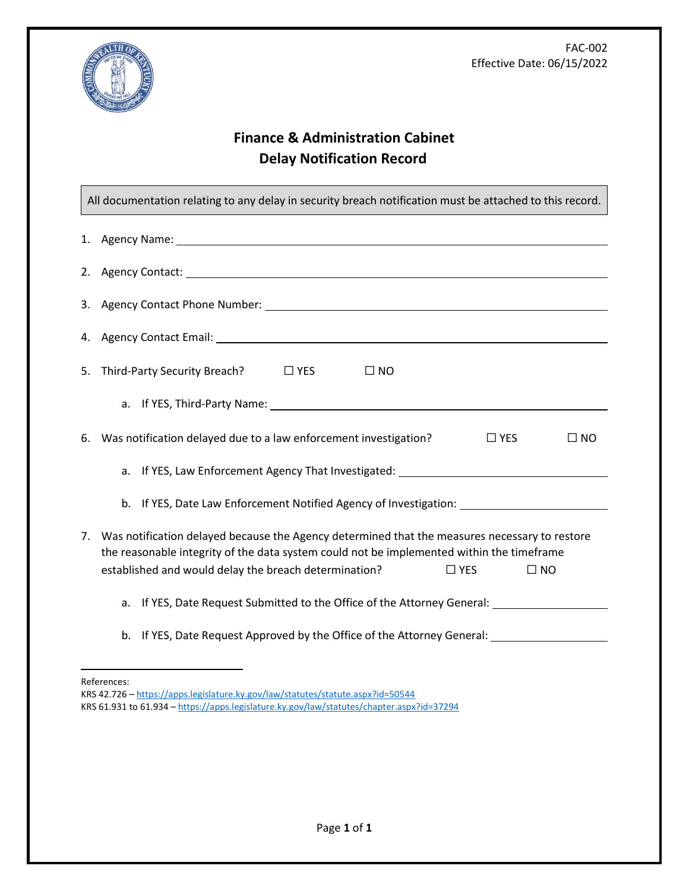FAC-002
Effective Date: 06/15/2022

# Finance & Administration Cabinet
# Delay Notification Record

All documentation relating to any delay in security breach notification must be attached to this record.

1. Agency Name: ______________________________

2. Agency Contact: ______________________________

3. Agency Contact Phone Number: ______________________________

4. Agency Contact Email: ______________________________

5. Third-Party Security Breach? ☐ YES ☐ NO

   a. If YES, Third-Party Name: ______________________________

6. Was notification delayed due to a law enforcement investigation? ☐ YES ☐ NO

   a. If YES, Law Enforcement Agency That Investigated: ______________________________

   b. If YES, Date Law Enforcement Notified Agency of Investigation: ______________________________

7. Was notification delayed because the Agency determined that the measures necessary to restore the reasonable integrity of the data system could not be implemented within the timeframe established and would delay the breach determination? ☐ YES ☐ NO

   a. If YES, Date Request Submitted to the Office of the Attorney General: ______________________________

   b. If YES, Date Request Approved by the Office of the Attorney General: ______________________________

---

References:
KRS 42.726 – https://apps.legislature.ky.gov/law/statutes/statute.aspx?id=50544
KRS 61.931 to 61.934 – https://apps.legislature.ky.gov/law/statutes/chapter.aspx?id=37294